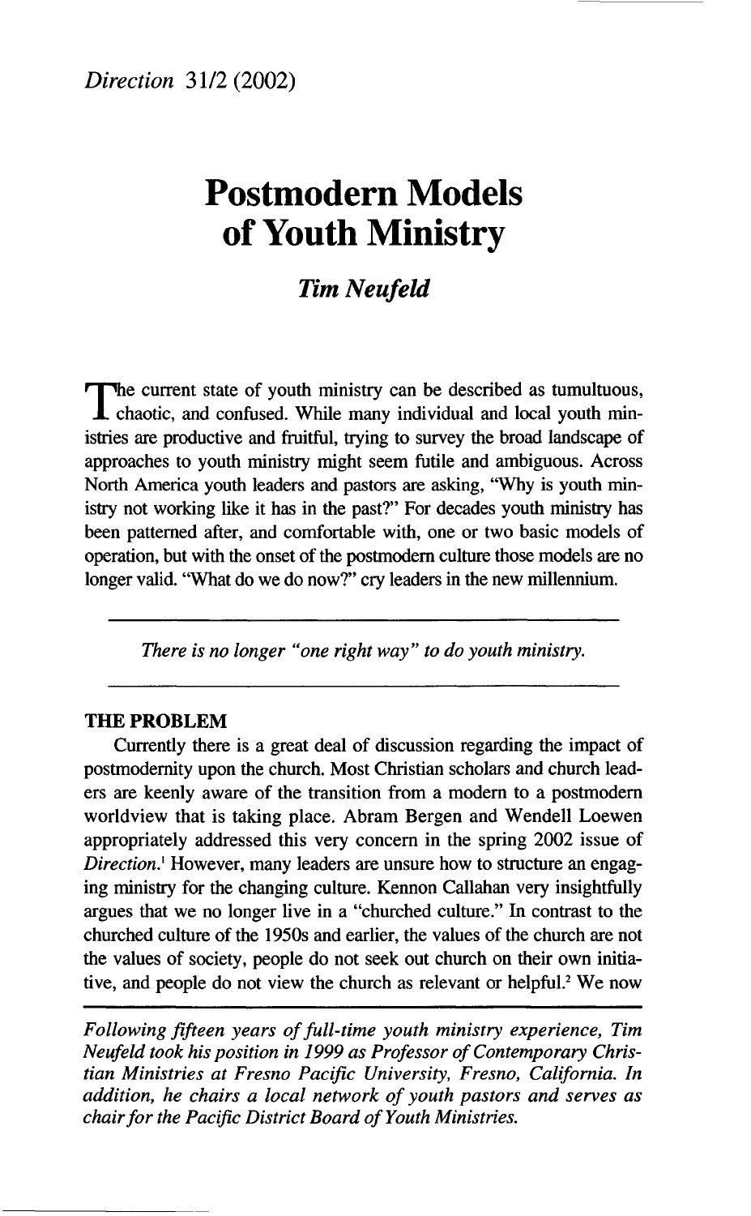*Direction* 31/2 (2002)

# Postmodern Models of Youth Ministry

***Tim Neufeld***

The current state of youth ministry can be described as tumultuous, chaotic, and confused. While many individual and local youth ministries are productive and fruitful, trying to survey the broad landscape of approaches to youth ministry might seem futile and ambiguous. Across North America youth leaders and pastors are asking, "Why is youth ministry not working like it has in the past?" For decades youth ministry has been patterned after, and comfortable with, one or two basic models of operation, but with the onset of the postmodern culture those models are no longer valid. "What do we do now?" cry leaders in the new millennium.

*There is no longer "one right way" to do youth ministry.*

## THE PROBLEM

Currently there is a great deal of discussion regarding the impact of postmodernity upon the church. Most Christian scholars and church leaders are keenly aware of the transition from a modern to a postmodern worldview that is taking place. Abram Bergen and Wendell Loewen appropriately addressed this very concern in the spring 2002 issue of *Direction*.[1] However, many leaders are unsure how to structure an engaging ministry for the changing culture. Kennon Callahan very insightfully argues that we no longer live in a "churched culture." In contrast to the churched culture of the 1950s and earlier, the values of the church are not the values of society, people do not seek out church on their own initiative, and people do not view the church as relevant or helpful.[2] We now

*Following fifteen years of full-time youth ministry experience, Tim Neufeld took his position in 1999 as Professor of Contemporary Christian Ministries at Fresno Pacific University, Fresno, California. In addition, he chairs a local network of youth pastors and serves as chair for the Pacific District Board of Youth Ministries.*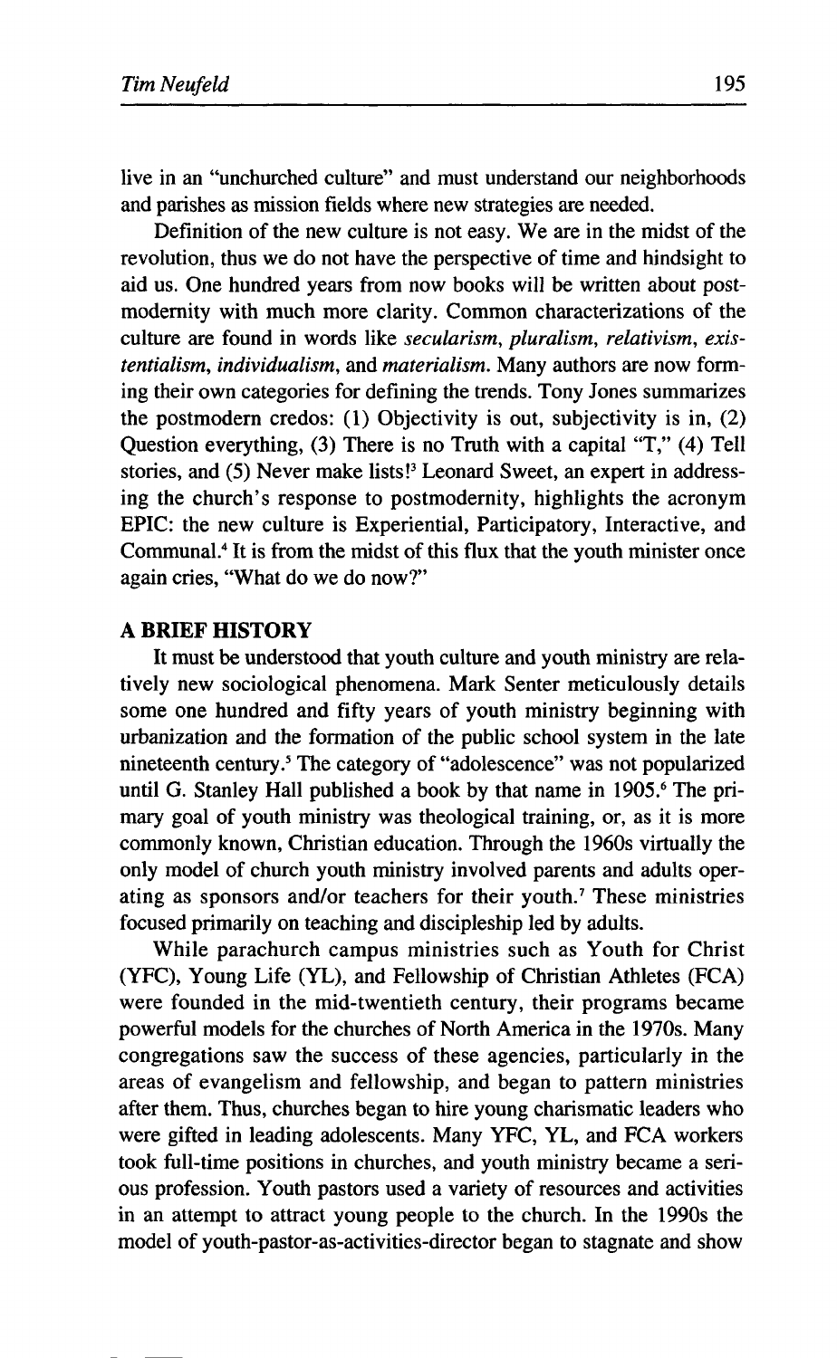live in an "unchurched culture" and must understand our neighborhoods and parishes as mission fields where new strategies are needed.

Definition of the new culture is not easy. We are in the midst of the revolution, thus we do not have the perspective of time and hindsight to aid us. One hundred years from now books will be written about postmodernity with much more clarity. Common characterizations of the culture are found in words like *secularism, pluralism, relativism, existentialism, individualism,* and *materialism.* Many authors are now forming their own categories for defining the trends. Tony Jones summarizes the postmodern credos: (1) Objectivity is out, subjectivity is in, (2) Question everything, (3) There is no Truth with a capital "T," (4) Tell stories, and (5) Never make lists![3] Leonard Sweet, an expert in addressing the church's response to postmodernity, highlights the acronym EPIC: the new culture is Experiential, Participatory, Interactive, and Communal.[4] It is from the midst of this flux that the youth minister once again cries, "What do we do now?"

## A BRIEF HISTORY

It must be understood that youth culture and youth ministry are relatively new sociological phenomena. Mark Senter meticulously details some one hundred and fifty years of youth ministry beginning with urbanization and the formation of the public school system in the late nineteenth century.[5] The category of "adolescence" was not popularized until G. Stanley Hall published a book by that name in 1905.[6] The primary goal of youth ministry was theological training, or, as it is more commonly known, Christian education. Through the 1960s virtually the only model of church youth ministry involved parents and adults operating as sponsors and/or teachers for their youth.[7] These ministries focused primarily on teaching and discipleship led by adults.

While parachurch campus ministries such as Youth for Christ (YFC), Young Life (YL), and Fellowship of Christian Athletes (FCA) were founded in the mid-twentieth century, their programs became powerful models for the churches of North America in the 1970s. Many congregations saw the success of these agencies, particularly in the areas of evangelism and fellowship, and began to pattern ministries after them. Thus, churches began to hire young charismatic leaders who were gifted in leading adolescents. Many YFC, YL, and FCA workers took full-time positions in churches, and youth ministry became a serious profession. Youth pastors used a variety of resources and activities in an attempt to attract young people to the church. In the 1990s the model of youth-pastor-as-activities-director began to stagnate and show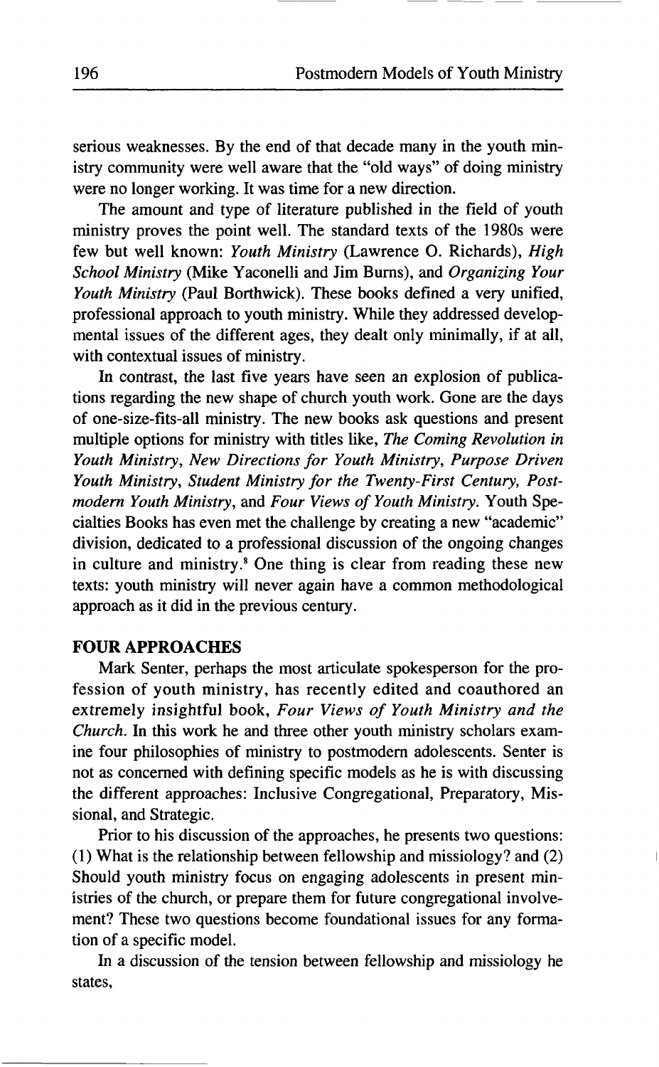serious weaknesses. By the end of that decade many in the youth ministry community were well aware that the "old ways" of doing ministry were no longer working. It was time for a new direction.

The amount and type of literature published in the field of youth ministry proves the point well. The standard texts of the 1980s were few but well known: *Youth Ministry* (Lawrence O. Richards), *High School Ministry* (Mike Yaconelli and Jim Burns), and *Organizing Your Youth Ministry* (Paul Borthwick). These books defined a very unified, professional approach to youth ministry. While they addressed developmental issues of the different ages, they dealt only minimally, if at all, with contextual issues of ministry.

In contrast, the last five years have seen an explosion of publications regarding the new shape of church youth work. Gone are the days of one-size-fits-all ministry. The new books ask questions and present multiple options for ministry with titles like, *The Coming Revolution in Youth Ministry*, *New Directions for Youth Ministry*, *Purpose Driven Youth Ministry*, *Student Ministry for the Twenty-First Century*, *Postmodern Youth Ministry*, and *Four Views of Youth Ministry*. Youth Specialties Books has even met the challenge by creating a new "academic" division, dedicated to a professional discussion of the ongoing changes in culture and ministry.[8] One thing is clear from reading these new texts: youth ministry will never again have a common methodological approach as it did in the previous century.

## FOUR APPROACHES

Mark Senter, perhaps the most articulate spokesperson for the profession of youth ministry, has recently edited and coauthored an extremely insightful book, *Four Views of Youth Ministry and the Church*. In this work he and three other youth ministry scholars examine four philosophies of ministry to postmodern adolescents. Senter is not as concerned with defining specific models as he is with discussing the different approaches: Inclusive Congregational, Preparatory, Missional, and Strategic.

Prior to his discussion of the approaches, he presents two questions: (1) What is the relationship between fellowship and missiology? and (2) Should youth ministry focus on engaging adolescents in present ministries of the church, or prepare them for future congregational involvement? These two questions become foundational issues for any formation of a specific model.

In a discussion of the tension between fellowship and missiology he states,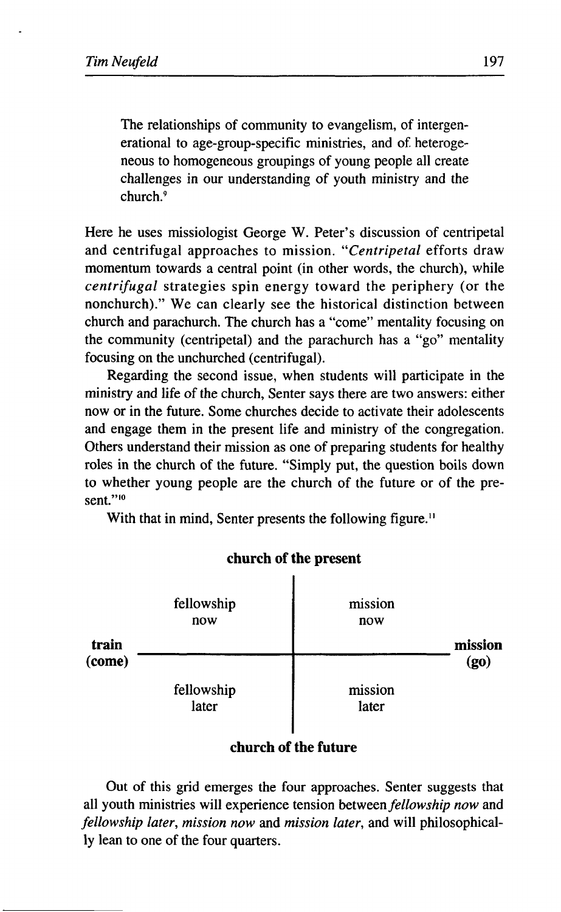> The relationships of community to evangelism, of intergenerational to age-group-specific ministries, and of heterogeneous to homogeneous groupings of young people all create challenges in our understanding of youth ministry and the church.[9]

Here he uses missiologist George W. Peter's discussion of centripetal and centrifugal approaches to mission. "*Centripetal* efforts draw momentum towards a central point (in other words, the church), while *centrifugal* strategies spin energy toward the periphery (or the nonchurch)." We can clearly see the historical distinction between church and parachurch. The church has a "come" mentality focusing on the community (centripetal) and the parachurch has a "go" mentality focusing on the unchurched (centrifugal).

Regarding the second issue, when students will participate in the ministry and life of the church, Senter says there are two answers: either now or in the future. Some churches decide to activate their adolescents and engage them in the present life and ministry of the congregation. Others understand their mission as one of preparing students for healthy roles in the church of the future. "Simply put, the question boils down to whether young people are the church of the future or of the present."[10]

With that in mind, Senter presents the following figure.[11]

**church of the present**

| **train (come)** | | **mission (go)** |
| --- | --- | --- |
| | fellowship now | mission now |
| | fellowship later | mission later |

**church of the future**

Out of this grid emerges the four approaches. Senter suggests that all youth ministries will experience tension between *fellowship now* and *fellowship later*, *mission now* and *mission later*, and will philosophically lean to one of the four quarters.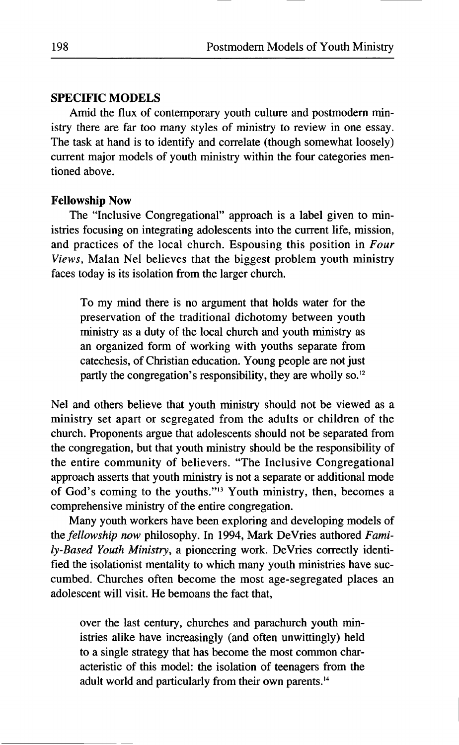## SPECIFIC MODELS

Amid the flux of contemporary youth culture and postmodern ministry there are far too many styles of ministry to review in one essay. The task at hand is to identify and correlate (though somewhat loosely) current major models of youth ministry within the four categories mentioned above.

### Fellowship Now

The "Inclusive Congregational" approach is a label given to ministries focusing on integrating adolescents into the current life, mission, and practices of the local church. Espousing this position in *Four Views*, Malan Nel believes that the biggest problem youth ministry faces today is its isolation from the larger church.

> To my mind there is no argument that holds water for the preservation of the traditional dichotomy between youth ministry as a duty of the local church and youth ministry as an organized form of working with youths separate from catechesis, of Christian education. Young people are not just partly the congregation's responsibility, they are wholly so.[12]

Nel and others believe that youth ministry should not be viewed as a ministry set apart or segregated from the adults or children of the church. Proponents argue that adolescents should not be separated from the congregation, but that youth ministry should be the responsibility of the entire community of believers. "The Inclusive Congregational approach asserts that youth ministry is not a separate or additional mode of God's coming to the youths."[13] Youth ministry, then, becomes a comprehensive ministry of the entire congregation.

Many youth workers have been exploring and developing models of the *fellowship now* philosophy. In 1994, Mark DeVries authored *Family-Based Youth Ministry*, a pioneering work. DeVries correctly identified the isolationist mentality to which many youth ministries have succumbed. Churches often become the most age-segregated places an adolescent will visit. He bemoans the fact that,

> over the last century, churches and parachurch youth ministries alike have increasingly (and often unwittingly) held to a single strategy that has become the most common characteristic of this model: the isolation of teenagers from the adult world and particularly from their own parents.[14]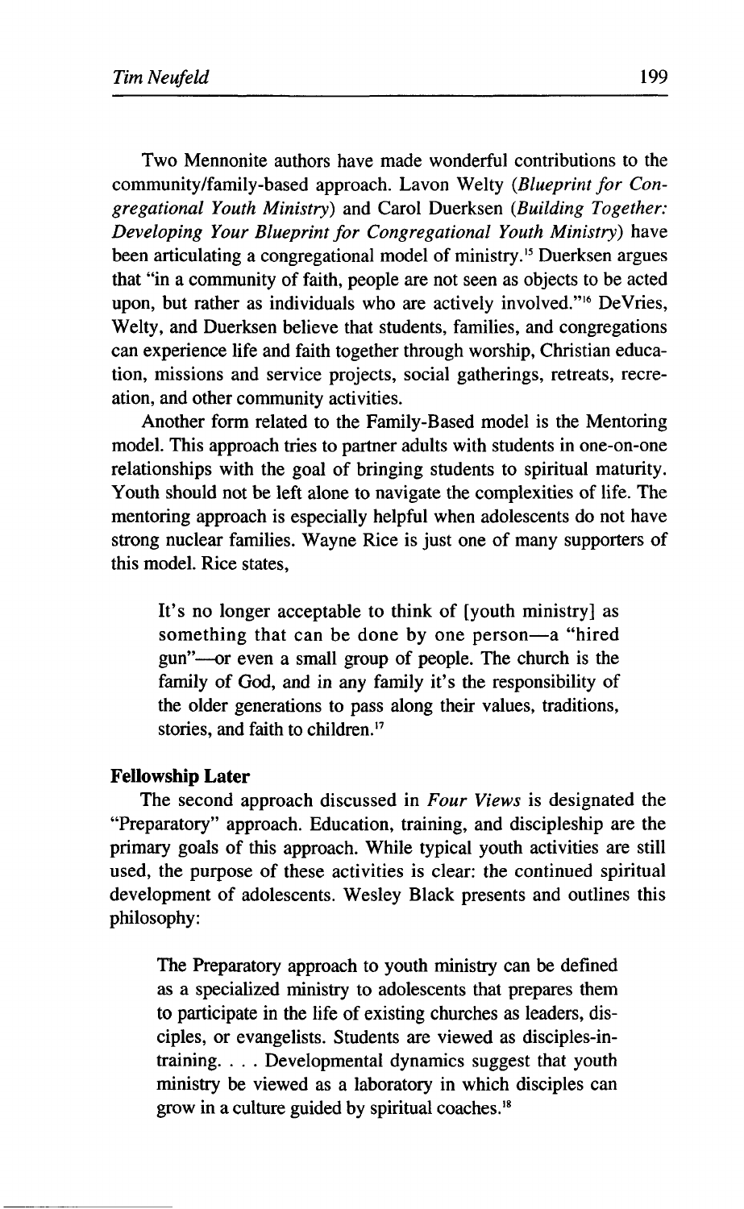Two Mennonite authors have made wonderful contributions to the community/family-based approach. Lavon Welty (*Blueprint for Congregational Youth Ministry*) and Carol Duerksen (*Building Together: Developing Your Blueprint for Congregational Youth Ministry*) have been articulating a congregational model of ministry.[15] Duerksen argues that "in a community of faith, people are not seen as objects to be acted upon, but rather as individuals who are actively involved."[16] DeVries, Welty, and Duerksen believe that students, families, and congregations can experience life and faith together through worship, Christian education, missions and service projects, social gatherings, retreats, recreation, and other community activities.

Another form related to the Family-Based model is the Mentoring model. This approach tries to partner adults with students in one-on-one relationships with the goal of bringing students to spiritual maturity. Youth should not be left alone to navigate the complexities of life. The mentoring approach is especially helpful when adolescents do not have strong nuclear families. Wayne Rice is just one of many supporters of this model. Rice states,

> It's no longer acceptable to think of [youth ministry] as something that can be done by one person—a "hired gun"—or even a small group of people. The church is the family of God, and in any family it's the responsibility of the older generations to pass along their values, traditions, stories, and faith to children.[17]

**Fellowship Later**

The second approach discussed in *Four Views* is designated the "Preparatory" approach. Education, training, and discipleship are the primary goals of this approach. While typical youth activities are still used, the purpose of these activities is clear: the continued spiritual development of adolescents. Wesley Black presents and outlines this philosophy:

> The Preparatory approach to youth ministry can be defined as a specialized ministry to adolescents that prepares them to participate in the life of existing churches as leaders, disciples, or evangelists. Students are viewed as disciples-in-training. . . . Developmental dynamics suggest that youth ministry be viewed as a laboratory in which disciples can grow in a culture guided by spiritual coaches.[18]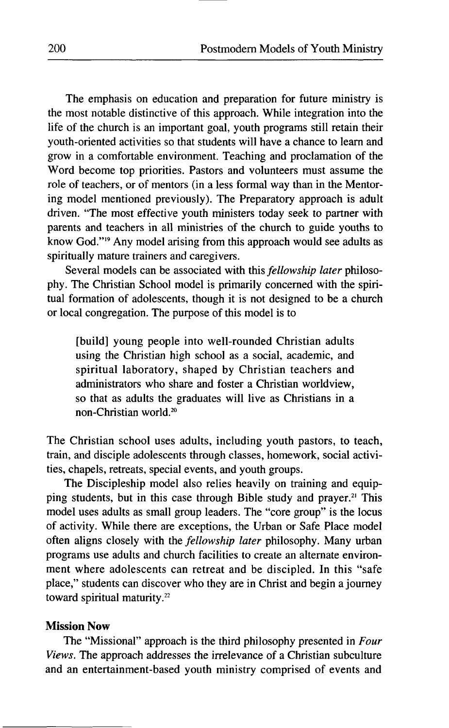The emphasis on education and preparation for future ministry is the most notable distinctive of this approach. While integration into the life of the church is an important goal, youth programs still retain their youth-oriented activities so that students will have a chance to learn and grow in a comfortable environment. Teaching and proclamation of the Word become top priorities. Pastors and volunteers must assume the role of teachers, or of mentors (in a less formal way than in the Mentoring model mentioned previously). The Preparatory approach is adult driven. "The most effective youth ministers today seek to partner with parents and teachers in all ministries of the church to guide youths to know God."[19] Any model arising from this approach would see adults as spiritually mature trainers and caregivers.

Several models can be associated with this *fellowship later* philosophy. The Christian School model is primarily concerned with the spiritual formation of adolescents, though it is not designed to be a church or local congregation. The purpose of this model is to

> [build] young people into well-rounded Christian adults using the Christian high school as a social, academic, and spiritual laboratory, shaped by Christian teachers and administrators who share and foster a Christian worldview, so that as adults the graduates will live as Christians in a non-Christian world.[20]

The Christian school uses adults, including youth pastors, to teach, train, and disciple adolescents through classes, homework, social activities, chapels, retreats, special events, and youth groups.

The Discipleship model also relies heavily on training and equipping students, but in this case through Bible study and prayer.[21] This model uses adults as small group leaders. The "core group" is the locus of activity. While there are exceptions, the Urban or Safe Place model often aligns closely with the *fellowship later* philosophy. Many urban programs use adults and church facilities to create an alternate environment where adolescents can retreat and be discipled. In this "safe place," students can discover who they are in Christ and begin a journey toward spiritual maturity.[22]

### Mission Now

The "Missional" approach is the third philosophy presented in *Four Views.* The approach addresses the irrelevance of a Christian subculture and an entertainment-based youth ministry comprised of events and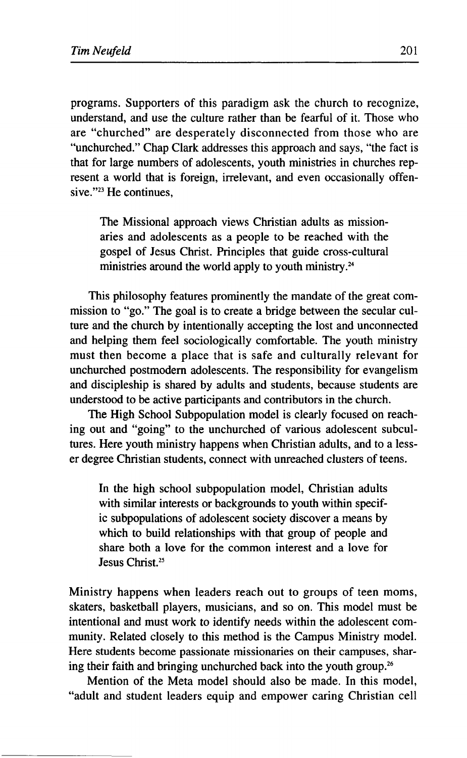programs. Supporters of this paradigm ask the church to recognize, understand, and use the culture rather than be fearful of it. Those who are "churched" are desperately disconnected from those who are "unchurched." Chap Clark addresses this approach and says, "the fact is that for large numbers of adolescents, youth ministries in churches represent a world that is foreign, irrelevant, and even occasionally offensive."[23] He continues,

> The Missional approach views Christian adults as missionaries and adolescents as a people to be reached with the gospel of Jesus Christ. Principles that guide cross-cultural ministries around the world apply to youth ministry.[24]

This philosophy features prominently the mandate of the great commission to "go." The goal is to create a bridge between the secular culture and the church by intentionally accepting the lost and unconnected and helping them feel sociologically comfortable. The youth ministry must then become a place that is safe and culturally relevant for unchurched postmodern adolescents. The responsibility for evangelism and discipleship is shared by adults and students, because students are understood to be active participants and contributors in the church.

The High School Subpopulation model is clearly focused on reaching out and "going" to the unchurched of various adolescent subcultures. Here youth ministry happens when Christian adults, and to a lesser degree Christian students, connect with unreached clusters of teens.

> In the high school subpopulation model, Christian adults with similar interests or backgrounds to youth within specific subpopulations of adolescent society discover a means by which to build relationships with that group of people and share both a love for the common interest and a love for Jesus Christ.[25]

Ministry happens when leaders reach out to groups of teen moms, skaters, basketball players, musicians, and so on. This model must be intentional and must work to identify needs within the adolescent community. Related closely to this method is the Campus Ministry model. Here students become passionate missionaries on their campuses, sharing their faith and bringing unchurched back into the youth group.[26]

Mention of the Meta model should also be made. In this model, "adult and student leaders equip and empower caring Christian cell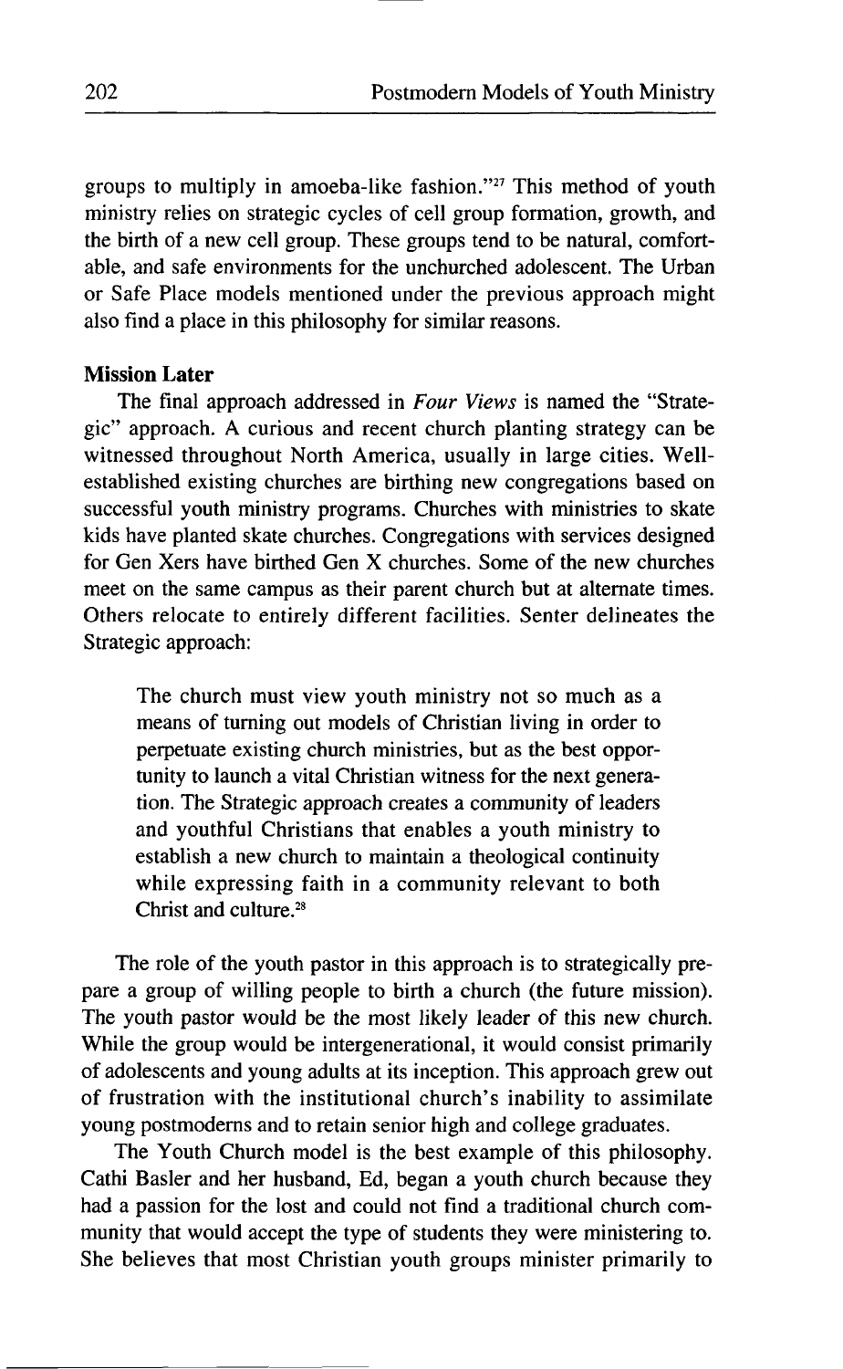groups to multiply in amoeba-like fashion."[27] This method of youth ministry relies on strategic cycles of cell group formation, growth, and the birth of a new cell group. These groups tend to be natural, comfortable, and safe environments for the unchurched adolescent. The Urban or Safe Place models mentioned under the previous approach might also find a place in this philosophy for similar reasons.

**Mission Later**

The final approach addressed in *Four Views* is named the "Strategic" approach. A curious and recent church planting strategy can be witnessed throughout North America, usually in large cities. Well-established existing churches are birthing new congregations based on successful youth ministry programs. Churches with ministries to skate kids have planted skate churches. Congregations with services designed for Gen Xers have birthed Gen X churches. Some of the new churches meet on the same campus as their parent church but at alternate times. Others relocate to entirely different facilities. Senter delineates the Strategic approach:

> The church must view youth ministry not so much as a means of turning out models of Christian living in order to perpetuate existing church ministries, but as the best opportunity to launch a vital Christian witness for the next generation. The Strategic approach creates a community of leaders and youthful Christians that enables a youth ministry to establish a new church to maintain a theological continuity while expressing faith in a community relevant to both Christ and culture.[28]

The role of the youth pastor in this approach is to strategically prepare a group of willing people to birth a church (the future mission). The youth pastor would be the most likely leader of this new church. While the group would be intergenerational, it would consist primarily of adolescents and young adults at its inception. This approach grew out of frustration with the institutional church's inability to assimilate young postmoderns and to retain senior high and college graduates.

The Youth Church model is the best example of this philosophy. Cathi Basler and her husband, Ed, began a youth church because they had a passion for the lost and could not find a traditional church community that would accept the type of students they were ministering to. She believes that most Christian youth groups minister primarily to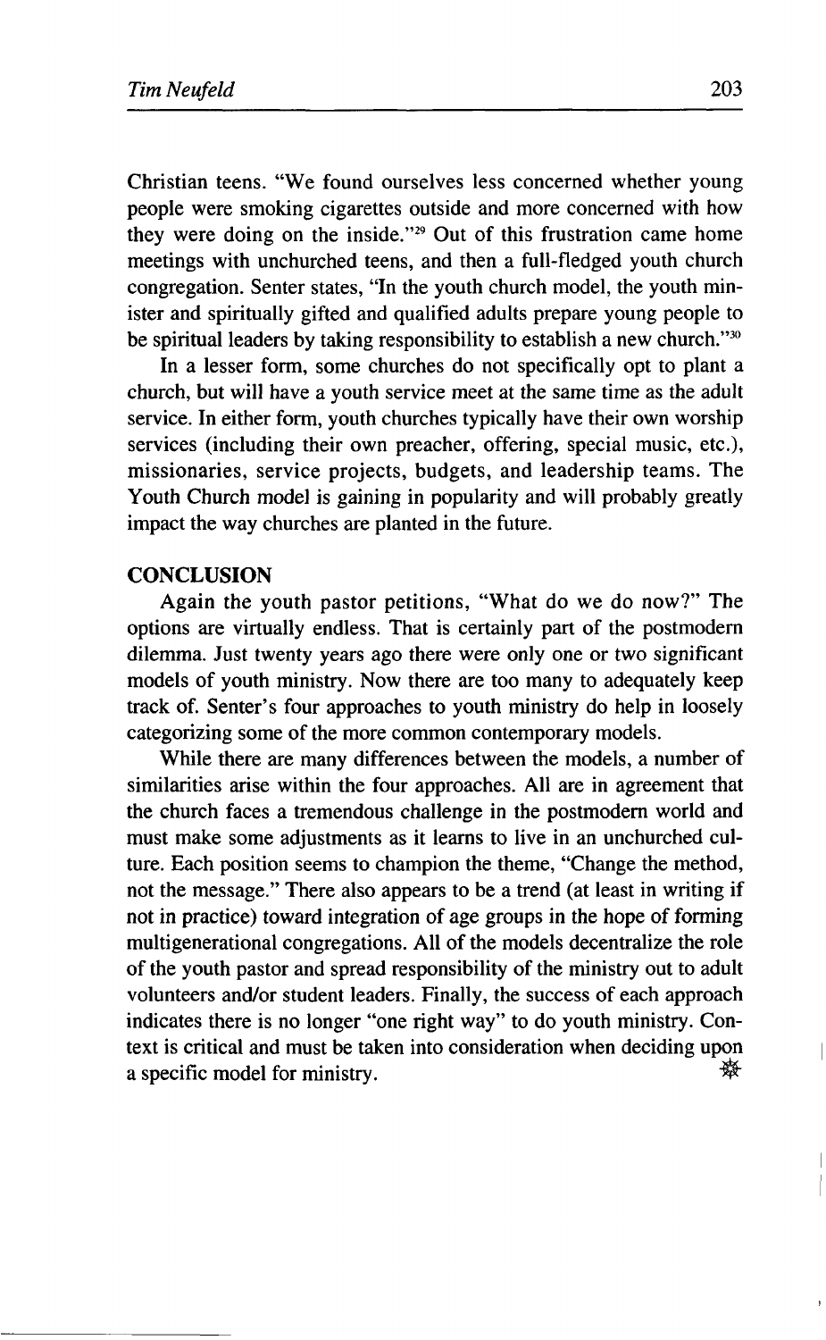Christian teens. "We found ourselves less concerned whether young people were smoking cigarettes outside and more concerned with how they were doing on the inside."[29] Out of this frustration came home meetings with unchurched teens, and then a full-fledged youth church congregation. Senter states, "In the youth church model, the youth minister and spiritually gifted and qualified adults prepare young people to be spiritual leaders by taking responsibility to establish a new church."[30]

In a lesser form, some churches do not specifically opt to plant a church, but will have a youth service meet at the same time as the adult service. In either form, youth churches typically have their own worship services (including their own preacher, offering, special music, etc.), missionaries, service projects, budgets, and leadership teams. The Youth Church model is gaining in popularity and will probably greatly impact the way churches are planted in the future.

## CONCLUSION

Again the youth pastor petitions, "What do we do now?" The options are virtually endless. That is certainly part of the postmodern dilemma. Just twenty years ago there were only one or two significant models of youth ministry. Now there are too many to adequately keep track of. Senter's four approaches to youth ministry do help in loosely categorizing some of the more common contemporary models.

While there are many differences between the models, a number of similarities arise within the four approaches. All are in agreement that the church faces a tremendous challenge in the postmodern world and must make some adjustments as it learns to live in an unchurched culture. Each position seems to champion the theme, "Change the method, not the message." There also appears to be a trend (at least in writing if not in practice) toward integration of age groups in the hope of forming multigenerational congregations. All of the models decentralize the role of the youth pastor and spread responsibility of the ministry out to adult volunteers and/or student leaders. Finally, the success of each approach indicates there is no longer "one right way" to do youth ministry. Context is critical and must be taken into consideration when deciding upon a specific model for ministry.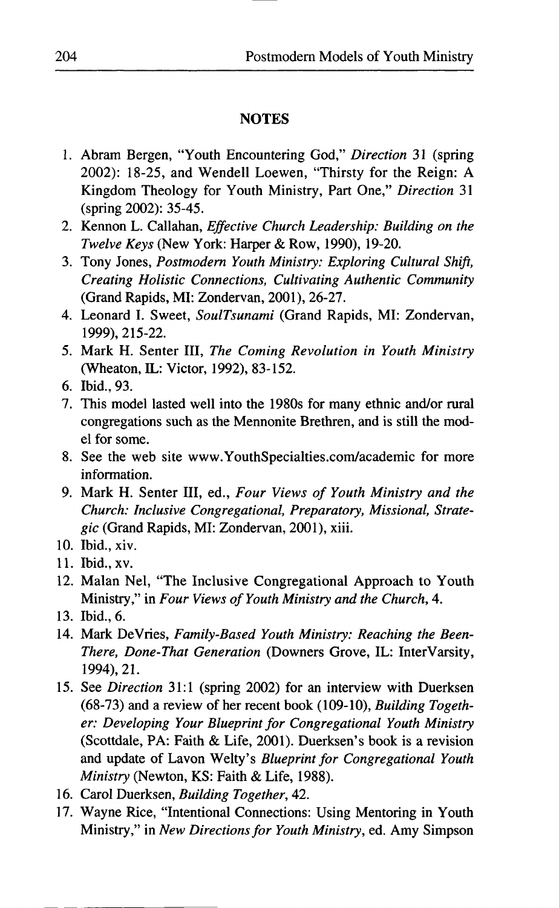## NOTES

1. Abram Bergen, "Youth Encountering God," *Direction* 31 (spring 2002): 18-25, and Wendell Loewen, "Thirsty for the Reign: A Kingdom Theology for Youth Ministry, Part One," *Direction* 31 (spring 2002): 35-45.
2. Kennon L. Callahan, *Effective Church Leadership: Building on the Twelve Keys* (New York: Harper & Row, 1990), 19-20.
3. Tony Jones, *Postmodern Youth Ministry: Exploring Cultural Shift, Creating Holistic Connections, Cultivating Authentic Community* (Grand Rapids, MI: Zondervan, 2001), 26-27.
4. Leonard I. Sweet, *SoulTsunami* (Grand Rapids, MI: Zondervan, 1999), 215-22.
5. Mark H. Senter III, *The Coming Revolution in Youth Ministry* (Wheaton, IL: Victor, 1992), 83-152.
6. Ibid., 93.
7. This model lasted well into the 1980s for many ethnic and/or rural congregations such as the Mennonite Brethren, and is still the model for some.
8. See the web site www.YouthSpecialties.com/academic for more information.
9. Mark H. Senter III, ed., *Four Views of Youth Ministry and the Church: Inclusive Congregational, Preparatory, Missional, Strategic* (Grand Rapids, MI: Zondervan, 2001), xiii.
10. Ibid., xiv.
11. Ibid., xv.
12. Malan Nel, "The Inclusive Congregational Approach to Youth Ministry," in *Four Views of Youth Ministry and the Church*, 4.
13. Ibid., 6.
14. Mark DeVries, *Family-Based Youth Ministry: Reaching the Been-There, Done-That Generation* (Downers Grove, IL: InterVarsity, 1994), 21.
15. See *Direction* 31:1 (spring 2002) for an interview with Duerksen (68-73) and a review of her recent book (109-10), *Building Together: Developing Your Blueprint for Congregational Youth Ministry* (Scottdale, PA: Faith & Life, 2001). Duerksen's book is a revision and update of Lavon Welty's *Blueprint for Congregational Youth Ministry* (Newton, KS: Faith & Life, 1988).
16. Carol Duerksen, *Building Together*, 42.
17. Wayne Rice, "Intentional Connections: Using Mentoring in Youth Ministry," in *New Directions for Youth Ministry*, ed. Amy Simpson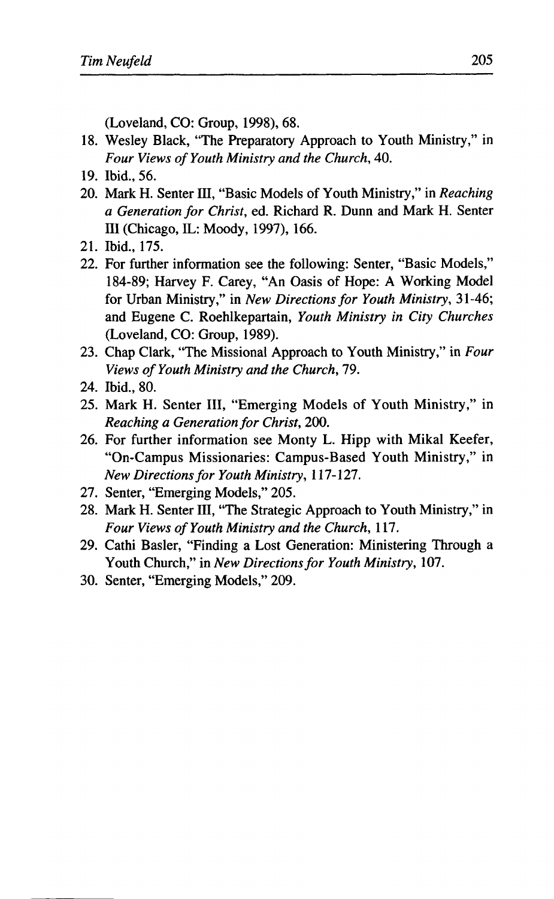(Loveland, CO: Group, 1998), 68.

18. Wesley Black, "The Preparatory Approach to Youth Ministry," in *Four Views of Youth Ministry and the Church*, 40.
19. Ibid., 56.
20. Mark H. Senter III, "Basic Models of Youth Ministry," in *Reaching a Generation for Christ*, ed. Richard R. Dunn and Mark H. Senter III (Chicago, IL: Moody, 1997), 166.
21. Ibid., 175.
22. For further information see the following: Senter, "Basic Models," 184-89; Harvey F. Carey, "An Oasis of Hope: A Working Model for Urban Ministry," in *New Directions for Youth Ministry*, 31-46; and Eugene C. Roehlkepartain, *Youth Ministry in City Churches* (Loveland, CO: Group, 1989).
23. Chap Clark, "The Missional Approach to Youth Ministry," in *Four Views of Youth Ministry and the Church*, 79.
24. Ibid., 80.
25. Mark H. Senter III, "Emerging Models of Youth Ministry," in *Reaching a Generation for Christ*, 200.
26. For further information see Monty L. Hipp with Mikal Keefer, "On-Campus Missionaries: Campus-Based Youth Ministry," in *New Directions for Youth Ministry*, 117-127.
27. Senter, "Emerging Models," 205.
28. Mark H. Senter III, "The Strategic Approach to Youth Ministry," in *Four Views of Youth Ministry and the Church*, 117.
29. Cathi Basler, "Finding a Lost Generation: Ministering Through a Youth Church," in *New Directions for Youth Ministry*, 107.
30. Senter, "Emerging Models," 209.